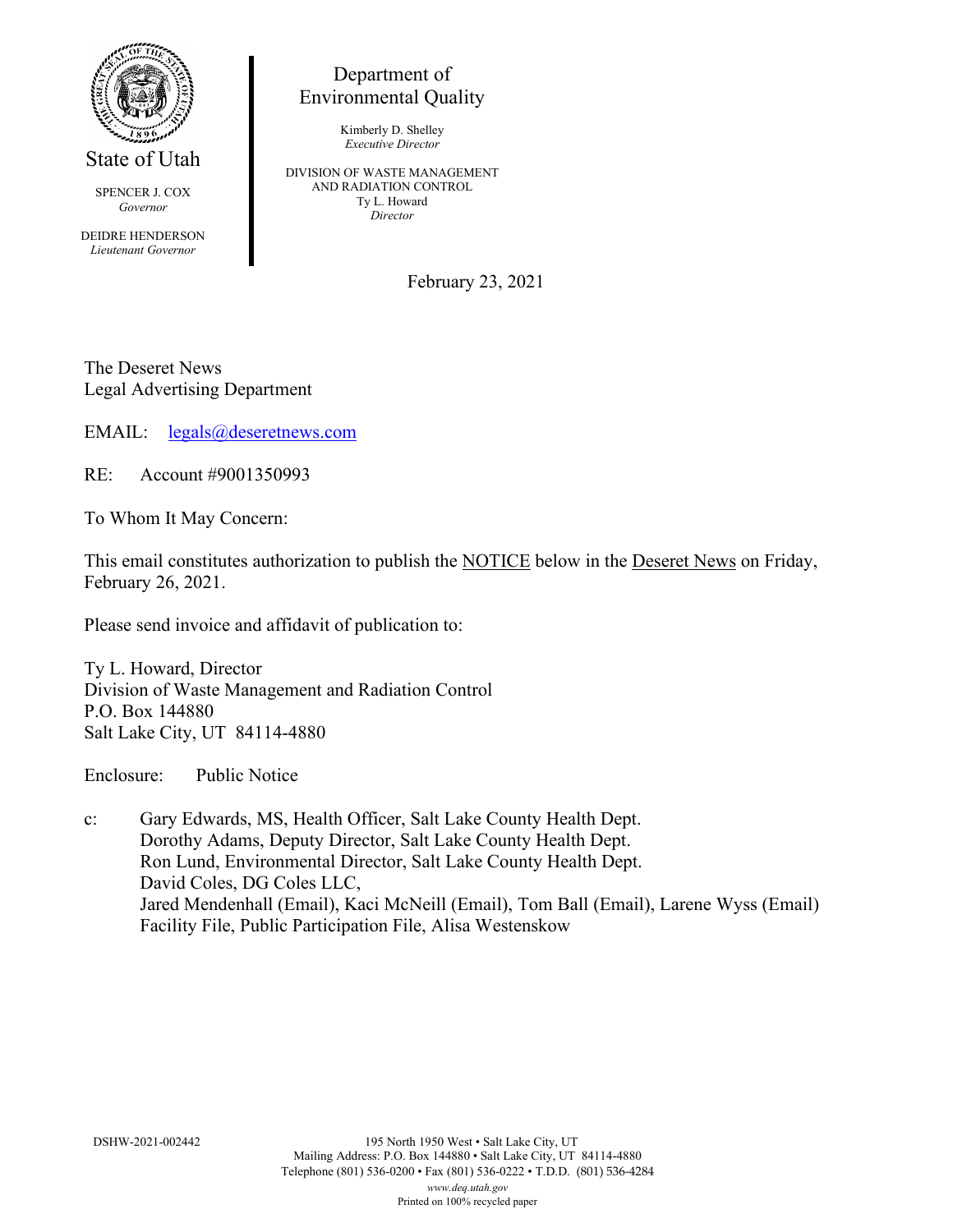State of Utah

SPENCER J. COX
*Governor*

DEIDRE HENDERSON
*Lieutenant Governor*

Department of
Environmental Quality

Kimberly D. Shelley
*Executive Director*

DIVISION OF WASTE MANAGEMENT
AND RADIATION CONTROL
Ty L. Howard
*Director*

February 23, 2021

The Deseret News
Legal Advertising Department

EMAIL: legals@deseretnews.com

RE: Account #9001350993

To Whom It May Concern:

This email constitutes authorization to publish the NOTICE below in the Deseret News on Friday, February 26, 2021.

Please send invoice and affidavit of publication to:

Ty L. Howard, Director
Division of Waste Management and Radiation Control
P.O. Box 144880
Salt Lake City, UT 84114-4880

Enclosure: Public Notice

c: Gary Edwards, MS, Health Officer, Salt Lake County Health Dept.
Dorothy Adams, Deputy Director, Salt Lake County Health Dept.
Ron Lund, Environmental Director, Salt Lake County Health Dept.
David Coles, DG Coles LLC,
Jared Mendenhall (Email), Kaci McNeill (Email), Tom Ball (Email), Larene Wyss (Email)
Facility File, Public Participation File, Alisa Westenskow

DSHW-2021-002442

195 North 1950 West • Salt Lake City, UT
Mailing Address: P.O. Box 144880 • Salt Lake City, UT 84114-4880
Telephone (801) 536-0200 • Fax (801) 536-0222 • T.D.D. (801) 536-4284
*www.deq.utah.gov*
Printed on 100% recycled paper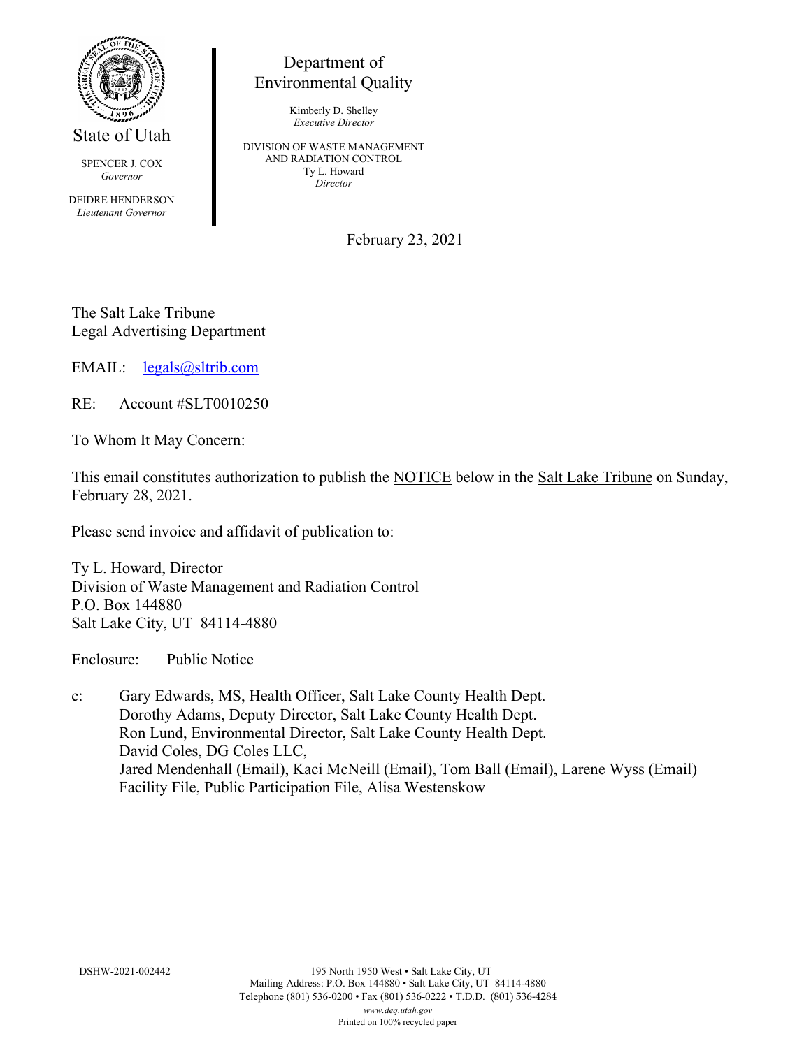State of Utah

SPENCER J. COX
*Governor*

DEIDRE HENDERSON
*Lieutenant Governor*

Department of
Environmental Quality

Kimberly D. Shelley
*Executive Director*

DIVISION OF WASTE MANAGEMENT
AND RADIATION CONTROL
Ty L. Howard
*Director*

February 23, 2021

The Salt Lake Tribune
Legal Advertising Department

EMAIL: legals@sltrib.com

RE: Account #SLT0010250

To Whom It May Concern:

This email constitutes authorization to publish the NOTICE below in the Salt Lake Tribune on Sunday, February 28, 2021.

Please send invoice and affidavit of publication to:

Ty L. Howard, Director
Division of Waste Management and Radiation Control
P.O. Box 144880
Salt Lake City, UT 84114-4880

Enclosure: Public Notice

c: Gary Edwards, MS, Health Officer, Salt Lake County Health Dept.
Dorothy Adams, Deputy Director, Salt Lake County Health Dept.
Ron Lund, Environmental Director, Salt Lake County Health Dept.
David Coles, DG Coles LLC,
Jared Mendenhall (Email), Kaci McNeill (Email), Tom Ball (Email), Larene Wyss (Email)
Facility File, Public Participation File, Alisa Westenskow

DSHW-2021-002442

195 North 1950 West • Salt Lake City, UT
Mailing Address: P.O. Box 144880 • Salt Lake City, UT 84114-4880
Telephone (801) 536-0200 • Fax (801) 536-0222 • T.D.D. (801) 536-4284
*www.deq.utah.gov*
Printed on 100% recycled paper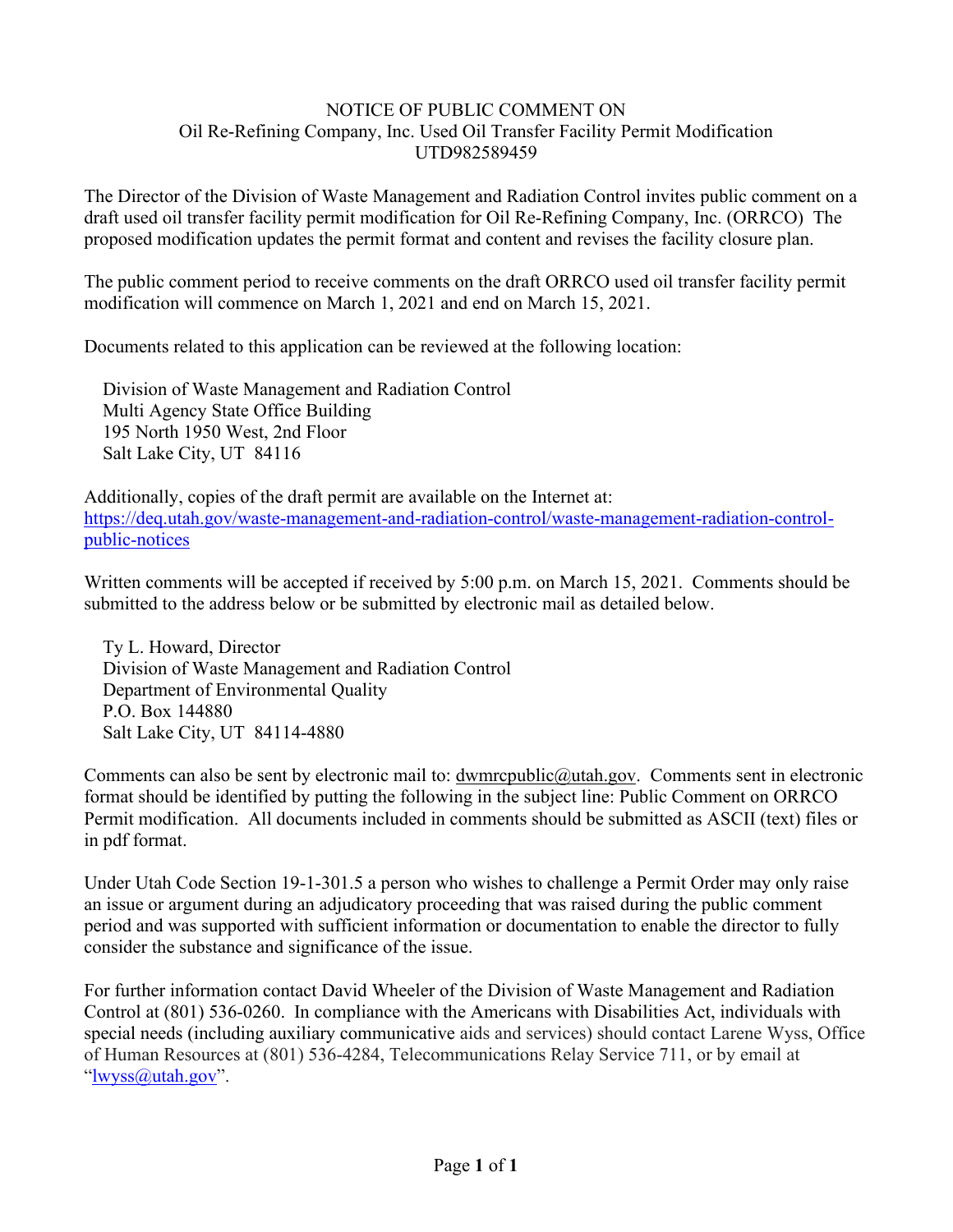NOTICE OF PUBLIC COMMENT ON
Oil Re-Refining Company, Inc. Used Oil Transfer Facility Permit Modification
UTD982589459

The Director of the Division of Waste Management and Radiation Control invites public comment on a draft used oil transfer facility permit modification for Oil Re-Refining Company, Inc. (ORRCO) The proposed modification updates the permit format and content and revises the facility closure plan.

The public comment period to receive comments on the draft ORRCO used oil transfer facility permit modification will commence on March 1, 2021 and end on March 15, 2021.

Documents related to this application can be reviewed at the following location:

Division of Waste Management and Radiation Control
Multi Agency State Office Building
195 North 1950 West, 2nd Floor
Salt Lake City, UT 84116

Additionally, copies of the draft permit are available on the Internet at:
https://deq.utah.gov/waste-management-and-radiation-control/waste-management-radiation-control-public-notices

Written comments will be accepted if received by 5:00 p.m. on March 15, 2021. Comments should be submitted to the address below or be submitted by electronic mail as detailed below.

Ty L. Howard, Director
Division of Waste Management and Radiation Control
Department of Environmental Quality
P.O. Box 144880
Salt Lake City, UT 84114-4880

Comments can also be sent by electronic mail to: dwmrcpublic@utah.gov. Comments sent in electronic format should be identified by putting the following in the subject line: Public Comment on ORRCO Permit modification. All documents included in comments should be submitted as ASCII (text) files or in pdf format.

Under Utah Code Section 19-1-301.5 a person who wishes to challenge a Permit Order may only raise an issue or argument during an adjudicatory proceeding that was raised during the public comment period and was supported with sufficient information or documentation to enable the director to fully consider the substance and significance of the issue.

For further information contact David Wheeler of the Division of Waste Management and Radiation Control at (801) 536-0260. In compliance with the Americans with Disabilities Act, individuals with special needs (including auxiliary communicative aids and services) should contact Larene Wyss, Office of Human Resources at (801) 536-4284, Telecommunications Relay Service 711, or by email at "lwyss@utah.gov".